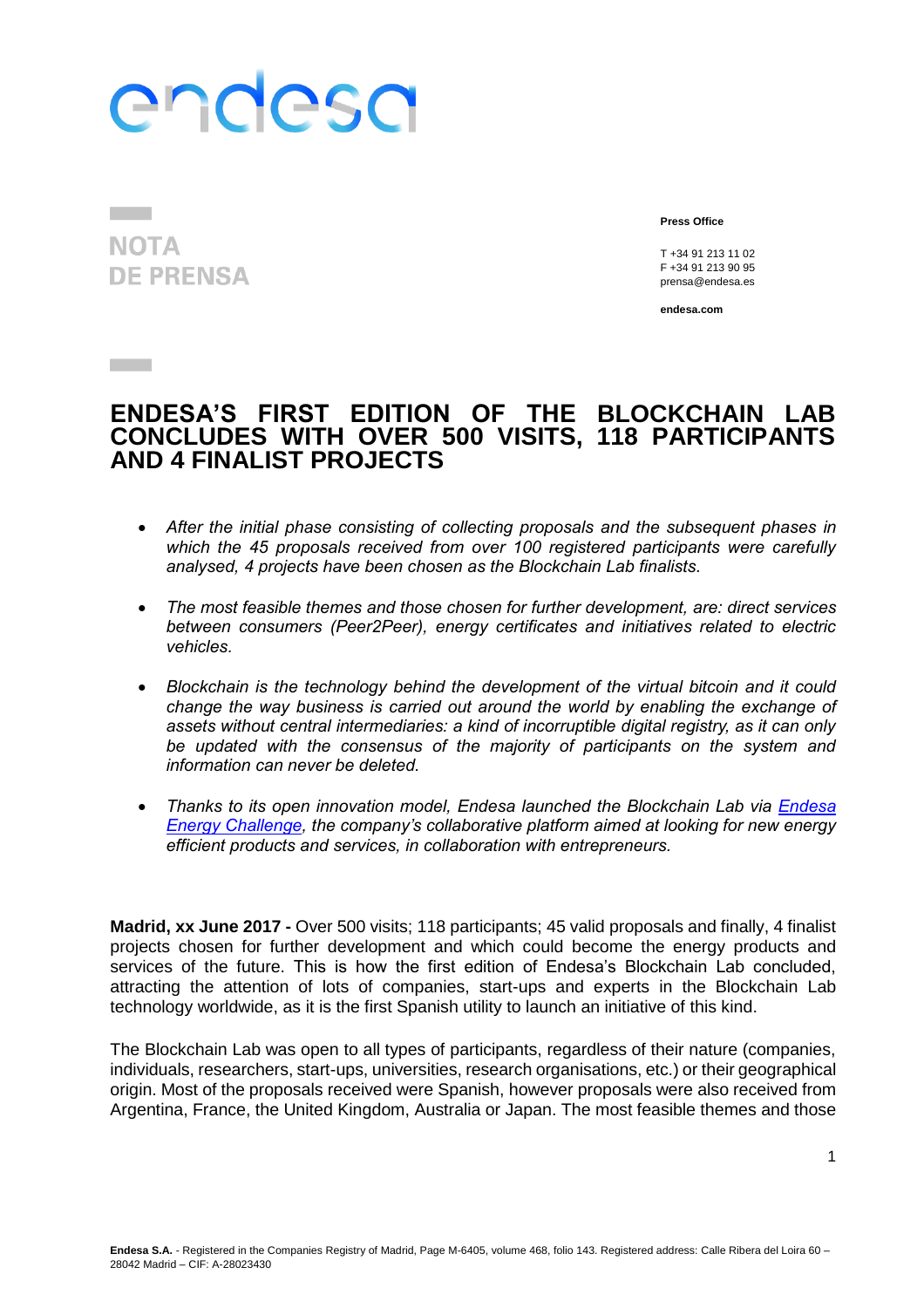endesa

NOTA
DE PRENSA

**Press Office**

T +34 91 213 11 02
F +34 91 213 90 95
prensa@endesa.es

**endesa.com**

# ENDESA'S FIRST EDITION OF THE BLOCKCHAIN LAB CONCLUDES WITH OVER 500 VISITS, 118 PARTICIPANTS AND 4 FINALIST PROJECTS

- *After the initial phase consisting of collecting proposals and the subsequent phases in which the 45 proposals received from over 100 registered participants were carefully analysed, 4 projects have been chosen as the Blockchain Lab finalists.*

- *The most feasible themes and those chosen for further development, are: direct services between consumers (Peer2Peer), energy certificates and initiatives related to electric vehicles.*

- *Blockchain is the technology behind the development of the virtual bitcoin and it could change the way business is carried out around the world by enabling the exchange of assets without central intermediaries: a kind of incorruptible digital registry, as it can only be updated with the consensus of the majority of participants on the system and information can never be deleted.*

- *Thanks to its open innovation model, Endesa launched the Blockchain Lab via Endesa Energy Challenge, the company's collaborative platform aimed at looking for new energy efficient products and services, in collaboration with entrepreneurs.*

**Madrid, xx June 2017 -** Over 500 visits; 118 participants; 45 valid proposals and finally, 4 finalist projects chosen for further development and which could become the energy products and services of the future. This is how the first edition of Endesa's Blockchain Lab concluded, attracting the attention of lots of companies, start-ups and experts in the Blockchain Lab technology worldwide, as it is the first Spanish utility to launch an initiative of this kind.

The Blockchain Lab was open to all types of participants, regardless of their nature (companies, individuals, researchers, start-ups, universities, research organisations, etc.) or their geographical origin. Most of the proposals received were Spanish, however proposals were also received from Argentina, France, the United Kingdom, Australia or Japan. The most feasible themes and those

**Endesa S.A.** - Registered in the Companies Registry of Madrid, Page M-6405, volume 468, folio 143. Registered address: Calle Ribera del Loira 60 – 28042 Madrid – CIF: A-28023430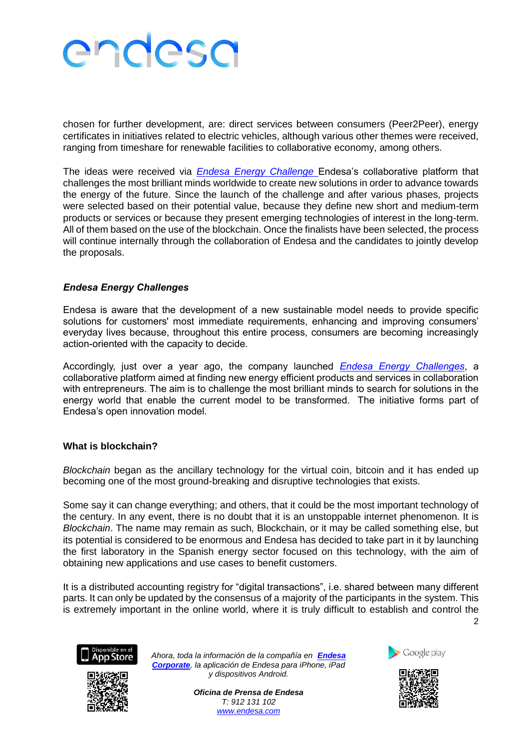chosen for further development, are: direct services between consumers (Peer2Peer), energy certificates in initiatives related to electric vehicles, although various other themes were received, ranging from timeshare for renewable facilities to collaborative economy, among others.

The ideas were received via *Endesa Energy Challenge* Endesa's collaborative platform that challenges the most brilliant minds worldwide to create new solutions in order to advance towards the energy of the future. Since the launch of the challenge and after various phases, projects were selected based on their potential value, because they define new short and medium-term products or services or because they present emerging technologies of interest in the long-term. All of them based on the use of the blockchain. Once the finalists have been selected, the process will continue internally through the collaboration of Endesa and the candidates to jointly develop the proposals.

### ***Endesa Energy Challenges***

Endesa is aware that the development of a new sustainable model needs to provide specific solutions for customers' most immediate requirements, enhancing and improving consumers' everyday lives because, throughout this entire process, consumers are becoming increasingly action-oriented with the capacity to decide.

Accordingly, just over a year ago, the company launched *Endesa Energy Challenges*, a collaborative platform aimed at finding new energy efficient products and services in collaboration with entrepreneurs. The aim is to challenge the most brilliant minds to search for solutions in the energy world that enable the current model to be transformed. The initiative forms part of Endesa's open innovation model.

### **What is blockchain?**

*Blockchain* began as the ancillary technology for the virtual coin, bitcoin and it has ended up becoming one of the most ground-breaking and disruptive technologies that exists.

Some say it can change everything; and others, that it could be the most important technology of the century. In any event, there is no doubt that it is an unstoppable internet phenomenon. It is *Blockchain*. The name may remain as such, Blockchain, or it may be called something else, but its potential is considered to be enormous and Endesa has decided to take part in it by launching the first laboratory in the Spanish energy sector focused on this technology, with the aim of obtaining new applications and use cases to benefit customers.

It is a distributed accounting registry for "digital transactions", i.e. shared between many different parts. It can only be updated by the consensus of a majority of the participants in the system. This is extremely important in the online world, where it is truly difficult to establish and control the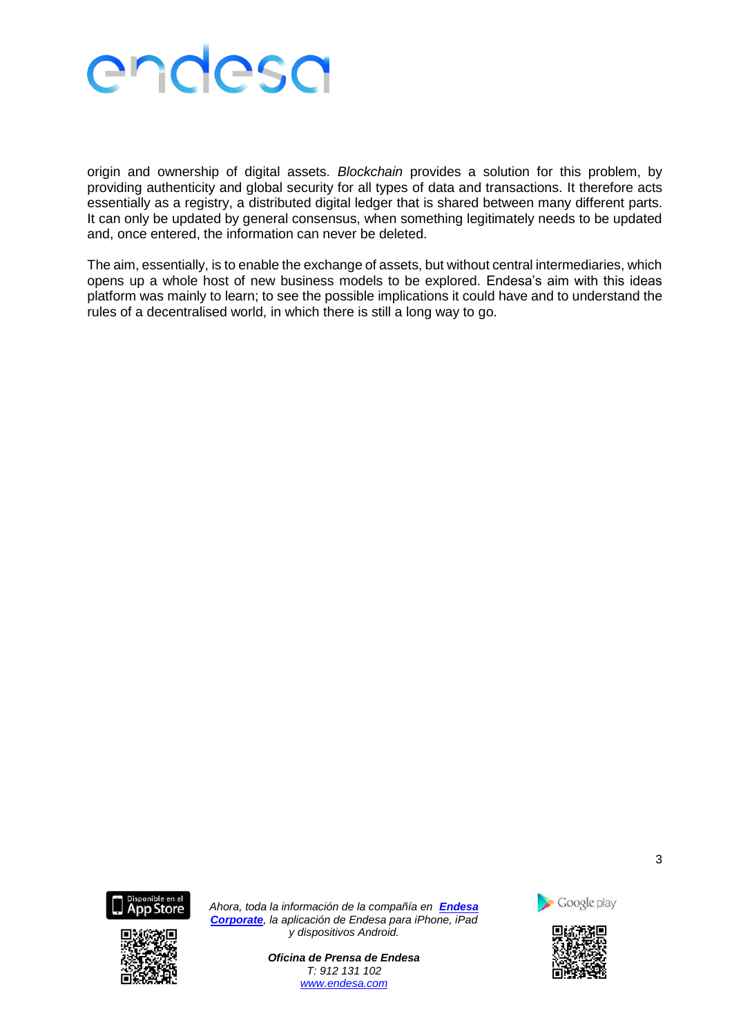origin and ownership of digital assets. *Blockchain* provides a solution for this problem, by providing authenticity and global security for all types of data and transactions. It therefore acts essentially as a registry, a distributed digital ledger that is shared between many different parts. It can only be updated by general consensus, when something legitimately needs to be updated and, once entered, the information can never be deleted.

The aim, essentially, is to enable the exchange of assets, but without central intermediaries, which opens up a whole host of new business models to be explored. Endesa's aim with this ideas platform was mainly to learn; to see the possible implications it could have and to understand the rules of a decentralised world, in which there is still a long way to go.

*Ahora, toda la información de la compañía en* ***Endesa Corporate****, la aplicación de Endesa para iPhone, iPad y dispositivos Android.*

***Oficina de Prensa de Endesa***
*T: 912 131 102*
*www.endesa.com*